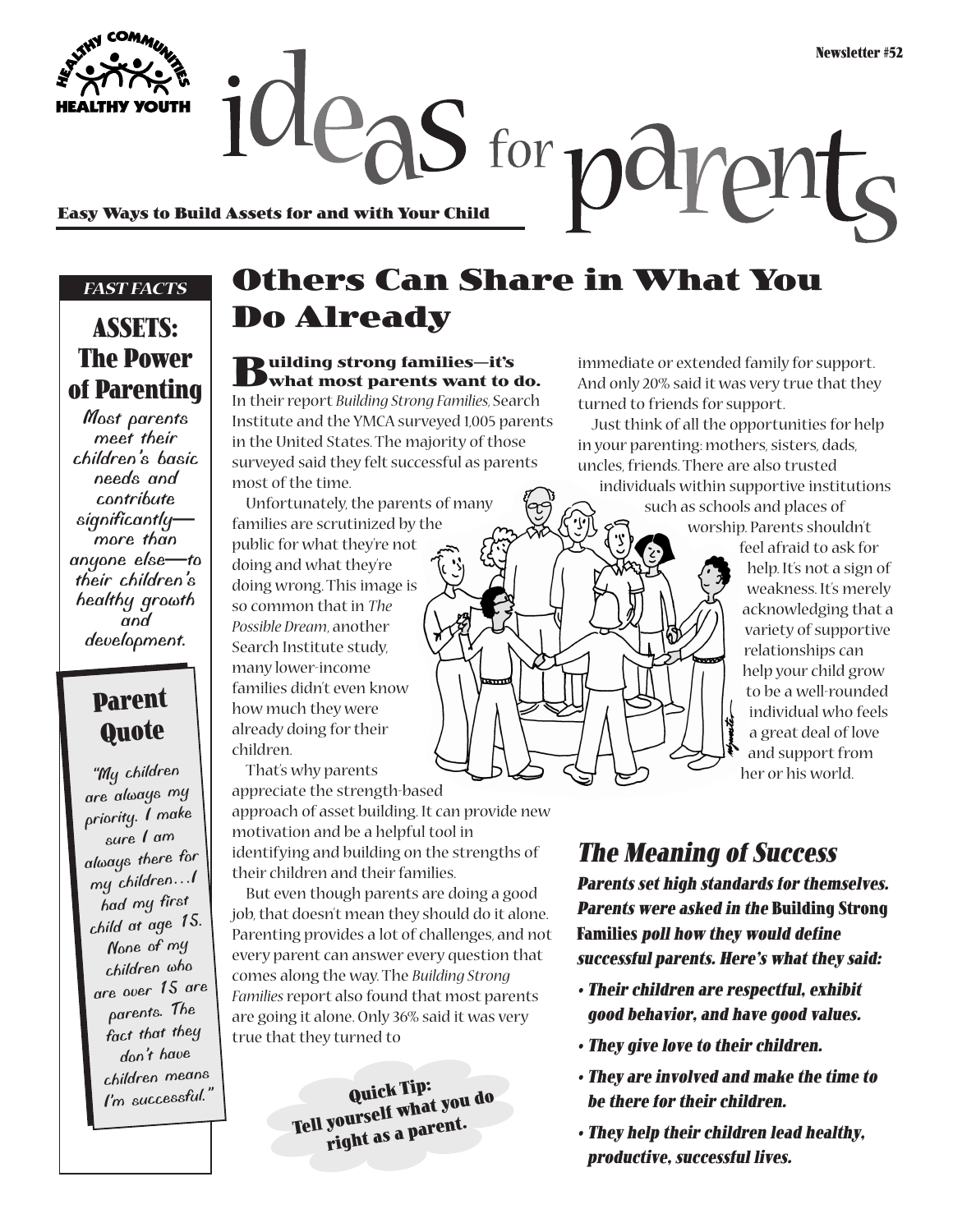HEALTHY COMMUNITIES HEALTHY YOUTH

Newsletter #52

# ideas for parents

**Easy Ways to Build Assets for and with Your Child**

*FAST FACTS*

## ASSETS: The Power of Parenting

*Most parents meet their children's basic needs and contribute significantly—more than anyone else—to their children's healthy growth and development.*

## Parent Quote

*"My children are always my priority. I make sure I am always there for my children…I had my first child at age 15. None of my children who are over 15 are parents. The fact that they don't have children means I'm successful."*

# Others Can Share in What You Do Already

**Building strong families—it's what most parents want to do.** In their report *Building Strong Families,* Search Institute and the YMCA surveyed 1,005 parents in the United States. The majority of those surveyed said they felt successful as parents most of the time.

Unfortunately, the parents of many families are scrutinized by the public for what they're not doing and what they're doing wrong. This image is so common that in *The Possible Dream,* another Search Institute study, many lower-income families didn't even know how much they were already doing for their children.

That's why parents appreciate the strength-based approach of asset building. It can provide new motivation and be a helpful tool in identifying and building on the strengths of their children and their families.

But even though parents are doing a good job, that doesn't mean they should do it alone. Parenting provides a lot of challenges, and not every parent can answer every question that comes along the way. The *Building Strong Families* report also found that most parents are going it alone. Only 36% said it was very true that they turned to immediate or extended family for support. And only 20% said it was very true that they turned to friends for support.

Just think of all the opportunities for help in your parenting: mothers, sisters, dads, uncles, friends. There are also trusted individuals within supportive institutions such as schools and places of worship. Parents shouldn't feel afraid to ask for help. It's not a sign of weakness. It's merely acknowledging that a variety of supportive relationships can help your child grow to be a well-rounded individual who feels a great deal of love and support from her or his world.

**Quick Tip: Tell yourself what you do right as a parent.**

## *The Meaning of Success*

***Parents set high standards for themselves. Parents were asked in the* Building Strong Families *poll how they would define successful parents. Here's what they said:***

- ***Their children are respectful, exhibit good behavior, and have good values.***
- ***They give love to their children.***
- ***They are involved and make the time to be there for their children.***
- ***They help their children lead healthy, productive, successful lives.***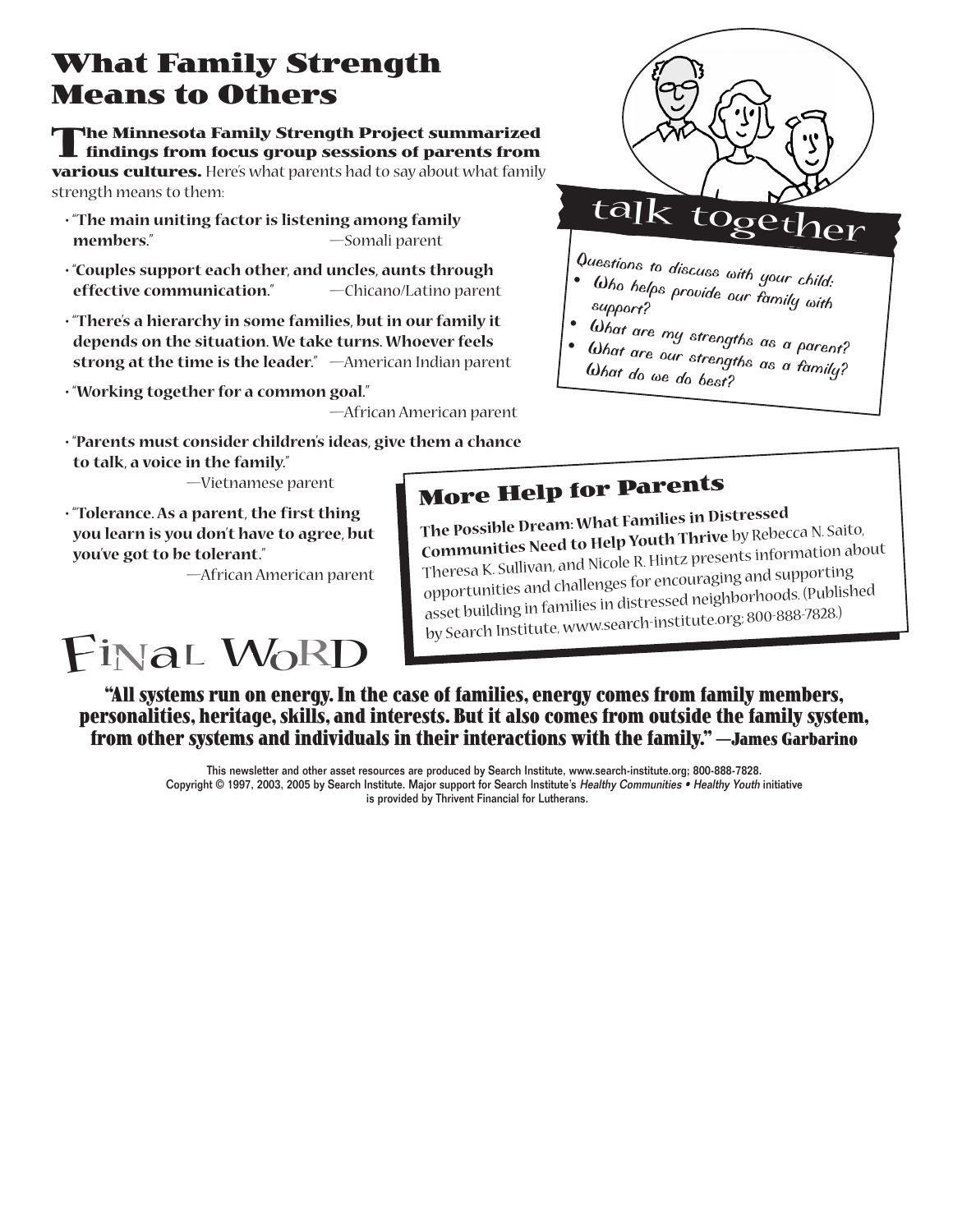# What Family Strength Means to Others

**The Minnesota Family Strength Project summarized findings from focus group sessions of parents from various cultures.** Here's what parents had to say about what family strength means to them:

- "**The main uniting factor is listening among family members**." —Somali parent
- "**Couples support each other, and uncles, aunts through effective communication**." —Chicano/Latino parent
- "**There's a hierarchy in some families, but in our family it depends on the situation. We take turns. Whoever feels strong at the time is the leader**." —American Indian parent
- "**Working together for a common goal**." —African American parent
- "**Parents must consider children's ideas, give them a chance to talk, a voice in the family**." —Vietnamese parent
- "**Tolerance. As a parent, the first thing you learn is you don't have to agree, but you've got to be tolerant**." —African American parent

## talk together

Questions to discuss with your child:

- Who helps provide our family with support?
- What are my strengths as a parent?
- What are our strengths as a family? What do we do best?

## More Help for Parents

**The Possible Dream: What Families in Distressed Communities Need to Help Youth Thrive** by Rebecca N. Saito, Theresa K. Sullivan, and Nicole R. Hintz presents information about opportunities and challenges for encouraging and supporting asset building in families in distressed neighborhoods. (Published by Search Institute, www.search-institute.org; 800-888-7828.)

## Final Word

**"All systems run on energy. In the case of families, energy comes from family members, personalities, heritage, skills, and interests. But it also comes from outside the family system, from other systems and individuals in their interactions with the family." —James Garbarino**

This newsletter and other asset resources are produced by Search Institute, www.search-institute.org; 800-888-7828. Copyright © 1997, 2003, 2005 by Search Institute. Major support for Search Institute's *Healthy Communities • Healthy Youth* initiative is provided by Thrivent Financial for Lutherans.